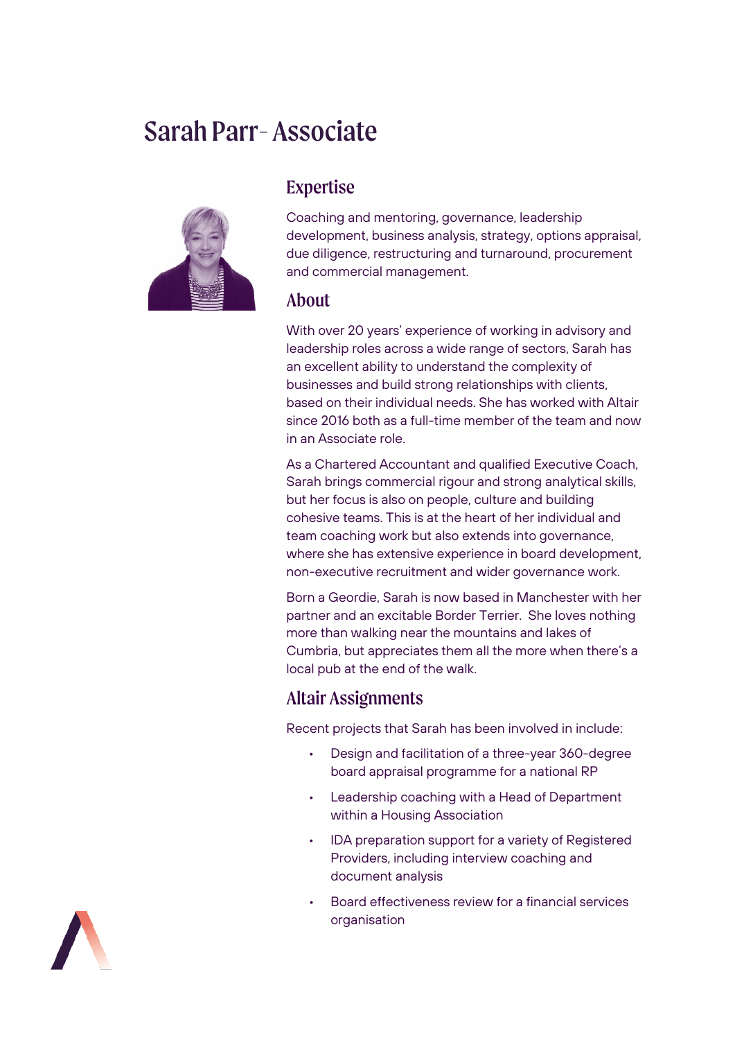# Sarah Parr- Associate

## Expertise

Coaching and mentoring, governance, leadership development, business analysis, strategy, options appraisal, due diligence, restructuring and turnaround, procurement and commercial management.

## About

With over 20 years' experience of working in advisory and leadership roles across a wide range of sectors, Sarah has an excellent ability to understand the complexity of businesses and build strong relationships with clients, based on their individual needs. She has worked with Altair since 2016 both as a full-time member of the team and now in an Associate role.

As a Chartered Accountant and qualified Executive Coach, Sarah brings commercial rigour and strong analytical skills, but her focus is also on people, culture and building cohesive teams. This is at the heart of her individual and team coaching work but also extends into governance, where she has extensive experience in board development, non-executive recruitment and wider governance work.

Born a Geordie, Sarah is now based in Manchester with her partner and an excitable Border Terrier. She loves nothing more than walking near the mountains and lakes of Cumbria, but appreciates them all the more when there's a local pub at the end of the walk.

## Altair Assignments

Recent projects that Sarah has been involved in include:

- Design and facilitation of a three-year 360-degree board appraisal programme for a national RP
- Leadership coaching with a Head of Department within a Housing Association
- IDA preparation support for a variety of Registered Providers, including interview coaching and document analysis
- Board effectiveness review for a financial services organisation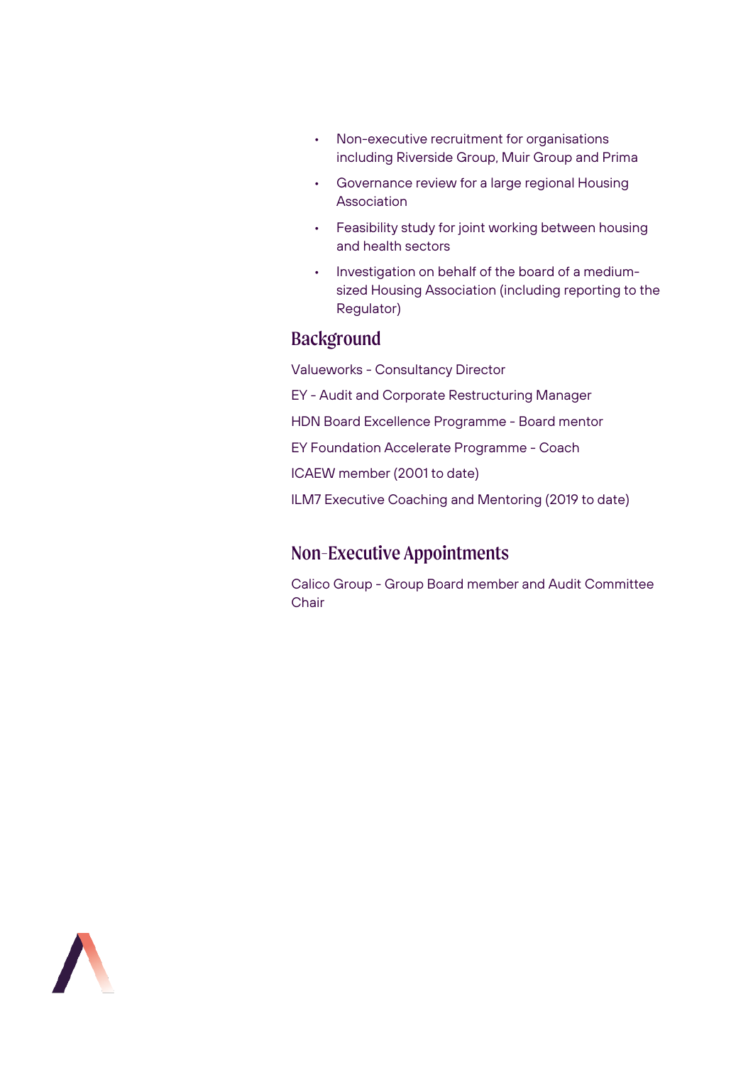- Non-executive recruitment for organisations including Riverside Group, Muir Group and Prima
- Governance review for a large regional Housing Association
- Feasibility study for joint working between housing and health sectors
- Investigation on behalf of the board of a medium-sized Housing Association (including reporting to the Regulator)

## Background

Valueworks - Consultancy Director

EY - Audit and Corporate Restructuring Manager

HDN Board Excellence Programme - Board mentor

EY Foundation Accelerate Programme - Coach

ICAEW member (2001 to date)

ILM7 Executive Coaching and Mentoring (2019 to date)

## Non-Executive Appointments

Calico Group - Group Board member and Audit Committee Chair